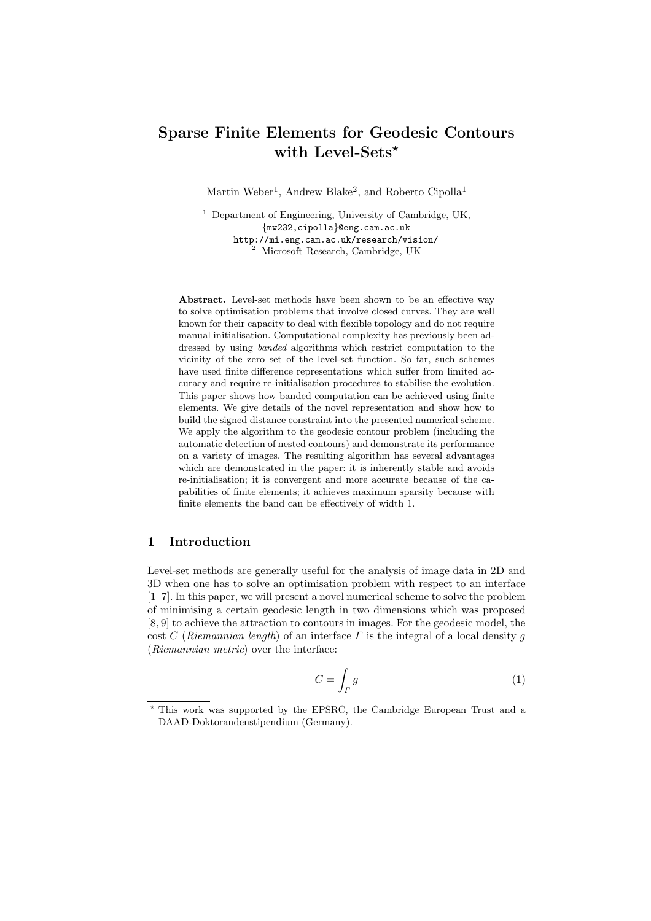# Sparse Finite Elements for Geodesic Contours with Level-Sets*

Martin Weber[1], Andrew Blake[2], and Roberto Cipolla[1]

[1] Department of Engineering, University of Cambridge, UK,
{mw232,cipolla}@eng.cam.ac.uk
http://mi.eng.cam.ac.uk/research/vision/
[2] Microsoft Research, Cambridge, UK

**Abstract.** Level-set methods have been shown to be an effective way to solve optimisation problems that involve closed curves. They are well known for their capacity to deal with flexible topology and do not require manual initialisation. Computational complexity has previously been addressed by using *banded* algorithms which restrict computation to the vicinity of the zero set of the level-set function. So far, such schemes have used finite difference representations which suffer from limited accuracy and require re-initialisation procedures to stabilise the evolution. This paper shows how banded computation can be achieved using finite elements. We give details of the novel representation and show how to build the signed distance constraint into the presented numerical scheme. We apply the algorithm to the geodesic contour problem (including the automatic detection of nested contours) and demonstrate its performance on a variety of images. The resulting algorithm has several advantages which are demonstrated in the paper: it is inherently stable and avoids re-initialisation; it is convergent and more accurate because of the capabilities of finite elements; it achieves maximum sparsity because with finite elements the band can be effectively of width 1.

## 1 Introduction

Level-set methods are generally useful for the analysis of image data in 2D and 3D when one has to solve an optimisation problem with respect to an interface [1–7]. In this paper, we will present a novel numerical scheme to solve the problem of minimising a certain geodesic length in two dimensions which was proposed [8, 9] to achieve the attraction to contours in images. For the geodesic model, the cost $C$ (*Riemannian length*) of an interface $\Gamma$ is the integral of a local density $g$ (*Riemannian metric*) over the interface:

$$C = \int_{\Gamma} g \tag{1}$$

* This work was supported by the EPSRC, the Cambridge European Trust and a DAAD-Doktorandenstipendium (Germany).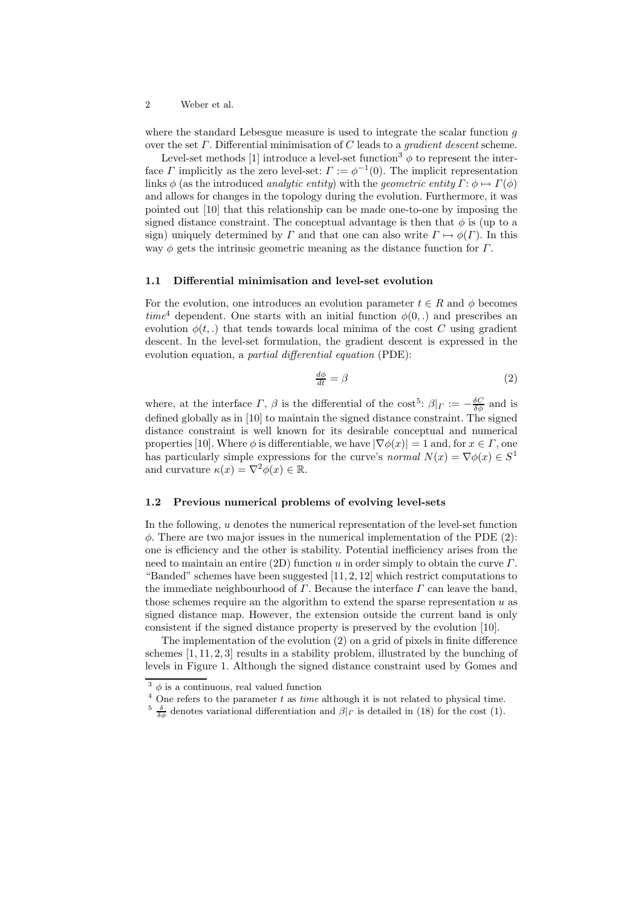where the standard Lebesgue measure is used to integrate the scalar function $g$ over the set $\Gamma$. Differential minimisation of $C$ leads to a *gradient descent* scheme.

Level-set methods [1] introduce a level-set function[3] $\phi$ to represent the interface $\Gamma$ implicitly as the zero level-set: $\Gamma := \phi^{-1}(0)$. The implicit representation links $\phi$ (as the introduced *analytic entity*) with the *geometric entity* $\Gamma$: $\phi \mapsto \Gamma(\phi)$ and allows for changes in the topology during the evolution. Furthermore, it was pointed out [10] that this relationship can be made one-to-one by imposing the signed distance constraint. The conceptual advantage is then that $\phi$ is (up to a sign) uniquely determined by $\Gamma$ and that one can also write $\Gamma \mapsto \phi(\Gamma)$. In this way $\phi$ gets the intrinsic geometric meaning as the distance function for $\Gamma$.

### 1.1 Differential minimisation and level-set evolution

For the evolution, one introduces an evolution parameter $t \in R$ and $\phi$ becomes *time*[4] dependent. One starts with an initial function $\phi(0, .)$ and prescribes an evolution $\phi(t, .)$ that tends towards local minima of the cost $C$ using gradient descent. In the level-set formulation, the gradient descent is expressed in the evolution equation, a *partial differential equation* (PDE):

$$\frac{d\phi}{dt} = \beta \tag{2}$$

where, at the interface $\Gamma$, $\beta$ is the differential of the cost[5]: $\beta|_\Gamma := -\frac{\delta C}{\delta \phi}$ and is defined globally as in [10] to maintain the signed distance constraint. The signed distance constraint is well known for its desirable conceptual and numerical properties [10]. Where $\phi$ is differentiable, we have $|\nabla \phi(x)| = 1$ and, for $x \in \Gamma$, one has particularly simple expressions for the curve's *normal* $N(x) = \nabla \phi(x) \in S^1$ and curvature $\kappa(x) = \nabla^2 \phi(x) \in \mathbb{R}$.

### 1.2 Previous numerical problems of evolving level-sets

In the following, $u$ denotes the numerical representation of the level-set function $\phi$. There are two major issues in the numerical implementation of the PDE (2): one is efficiency and the other is stability. Potential inefficiency arises from the need to maintain an entire (2D) function $u$ in order simply to obtain the curve $\Gamma$. "Banded" schemes have been suggested [11, 2, 12] which restrict computations to the immediate neighbourhood of $\Gamma$. Because the interface $\Gamma$ can leave the band, those schemes require an the algorithm to extend the sparse representation $u$ as signed distance map. However, the extension outside the current band is only consistent if the signed distance property is preserved by the evolution [10].

The implementation of the evolution (2) on a grid of pixels in finite difference schemes [1, 11, 2, 3] results in a stability problem, illustrated by the bunching of levels in Figure 1. Although the signed distance constraint used by Gomes and

---

[3] $\phi$ is a continuous, real valued function

[4] One refers to the parameter $t$ as *time* although it is not related to physical time.

[5] $\frac{\delta}{\delta \phi}$ denotes variational differentiation and $\beta|_\Gamma$ is detailed in (18) for the cost (1).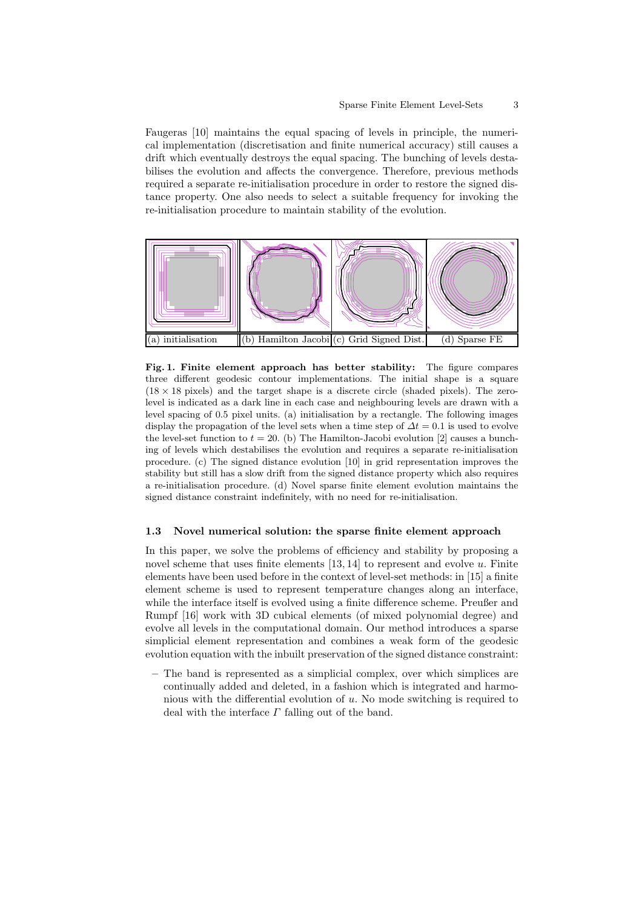Faugeras [10] maintains the equal spacing of levels in principle, the numerical implementation (discretisation and finite numerical accuracy) still causes a drift which eventually destroys the equal spacing. The bunching of levels destabilises the evolution and affects the convergence. Therefore, previous methods required a separate re-initialisation procedure in order to restore the signed distance property. One also needs to select a suitable frequency for invoking the re-initialisation procedure to maintain stability of the evolution.

(a) initialisation (b) Hamilton Jacobi (c) Grid Signed Dist. (d) Sparse FE

**Fig. 1. Finite element approach has better stability:** The figure compares three different geodesic contour implementations. The initial shape is a square ($18 \times 18$ pixels) and the target shape is a discrete circle (shaded pixels). The zero-level is indicated as a dark line in each case and neighbouring levels are drawn with a level spacing of 0.5 pixel units. (a) initialisation by a rectangle. The following images display the propagation of the level sets when a time step of $\Delta t = 0.1$ is used to evolve the level-set function to $t = 20$. (b) The Hamilton-Jacobi evolution [2] causes a bunching of levels which destabilises the evolution and requires a separate re-initialisation procedure. (c) The signed distance evolution [10] in grid representation improves the stability but still has a slow drift from the signed distance property which also requires a re-initialisation procedure. (d) Novel sparse finite element evolution maintains the signed distance constraint indefinitely, with no need for re-initialisation.

### 1.3 Novel numerical solution: the sparse finite element approach

In this paper, we solve the problems of efficiency and stability by proposing a novel scheme that uses finite elements [13, 14] to represent and evolve $u$. Finite elements have been used before in the context of level-set methods: in [15] a finite element scheme is used to represent temperature changes along an interface, while the interface itself is evolved using a finite difference scheme. Preußer and Rumpf [16] work with 3D cubical elements (of mixed polynomial degree) and evolve all levels in the computational domain. Our method introduces a sparse simplicial element representation and combines a weak form of the geodesic evolution equation with the inbuilt preservation of the signed distance constraint:

– The band is represented as a simplicial complex, over which simplices are continually added and deleted, in a fashion which is integrated and harmonious with the differential evolution of $u$. No mode switching is required to deal with the interface $\Gamma$ falling out of the band.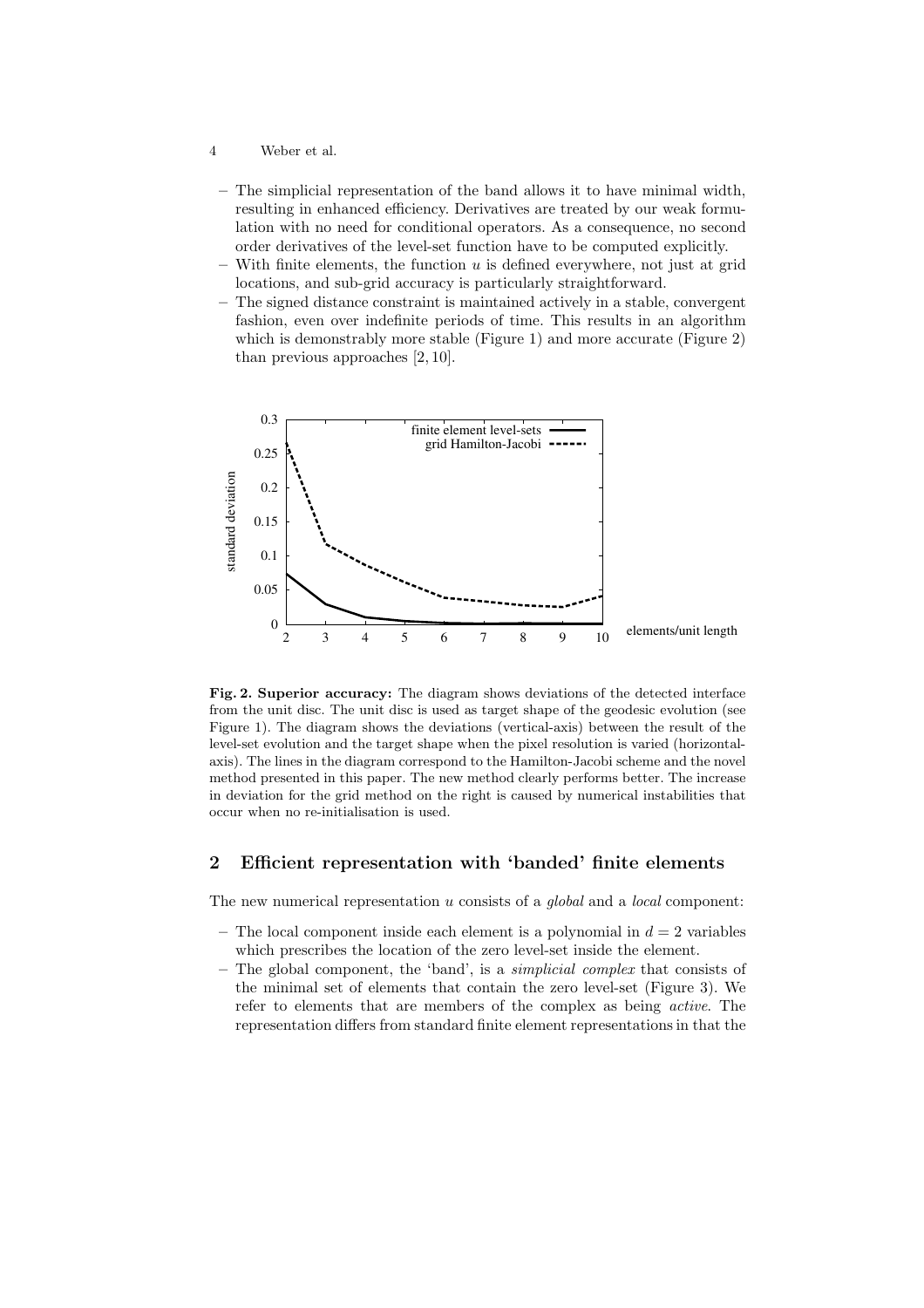- The simplicial representation of the band allows it to have minimal width, resulting in enhanced efficiency. Derivatives are treated by our weak formulation with no need for conditional operators. As a consequence, no second order derivatives of the level-set function have to be computed explicitly.
- With finite elements, the function $u$ is defined everywhere, not just at grid locations, and sub-grid accuracy is particularly straightforward.
- The signed distance constraint is maintained actively in a stable, convergent fashion, even over indefinite periods of time. This results in an algorithm which is demonstrably more stable (Figure 1) and more accurate (Figure 2) than previous approaches [2, 10].

**Fig. 2. Superior accuracy:** The diagram shows deviations of the detected interface from the unit disc. The unit disc is used as target shape of the geodesic evolution (see Figure 1). The diagram shows the deviations (vertical-axis) between the result of the level-set evolution and the target shape when the pixel resolution is varied (horizontal-axis). The lines in the diagram correspond to the Hamilton-Jacobi scheme and the novel method presented in this paper. The new method clearly performs better. The increase in deviation for the grid method on the right is caused by numerical instabilities that occur when no re-initialisation is used.

## 2 Efficient representation with 'banded' finite elements

The new numerical representation $u$ consists of a *global* and a *local* component:

- The local component inside each element is a polynomial in $d = 2$ variables which prescribes the location of the zero level-set inside the element.
- The global component, the 'band', is a *simplicial complex* that consists of the minimal set of elements that contain the zero level-set (Figure 3). We refer to elements that are members of the complex as being *active*. The representation differs from standard finite element representations in that the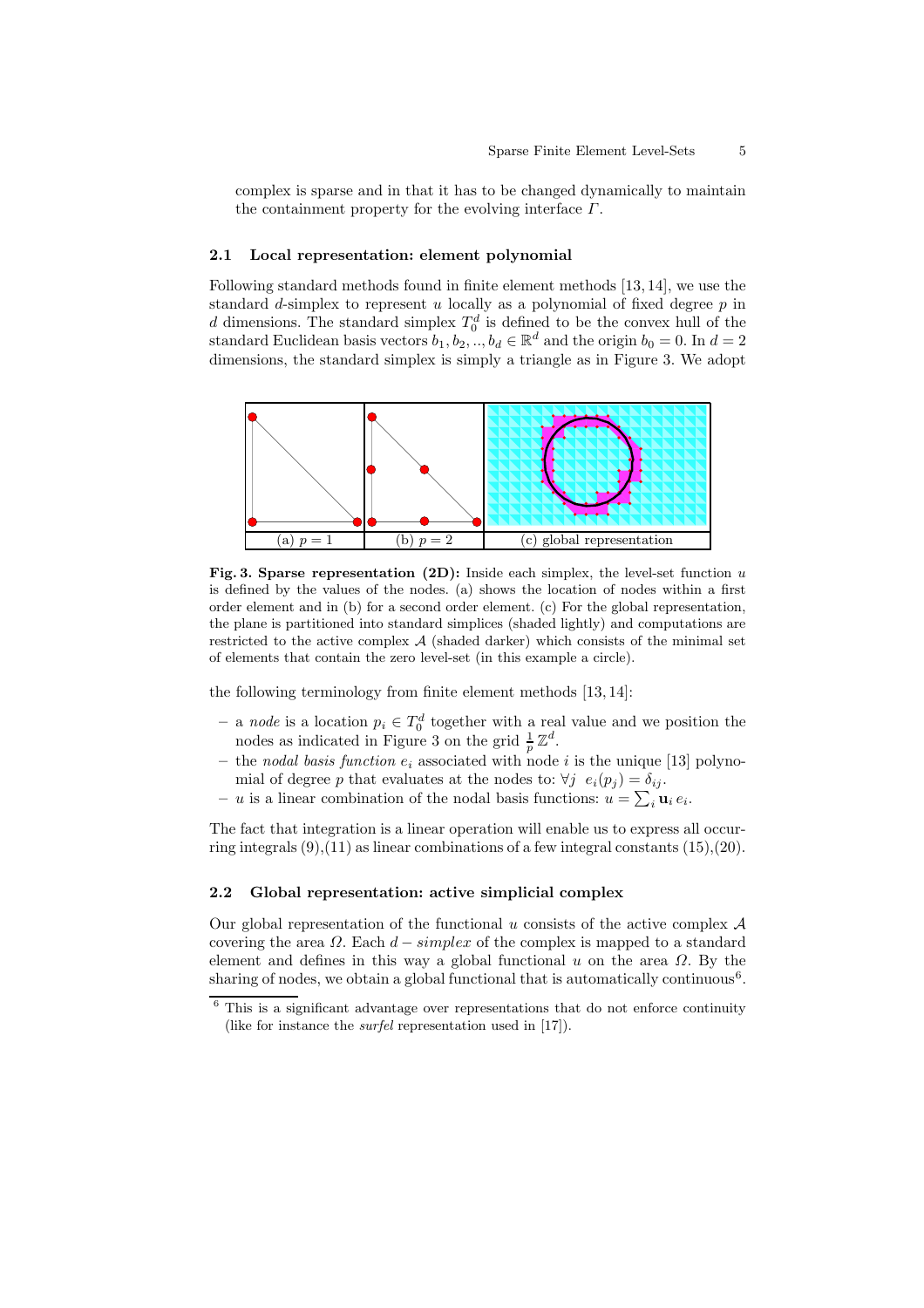complex is sparse and in that it has to be changed dynamically to maintain the containment property for the evolving interface $\Gamma$.

### 2.1 Local representation: element polynomial

Following standard methods found in finite element methods [13, 14], we use the standard $d$-simplex to represent $u$ locally as a polynomial of fixed degree $p$ in $d$ dimensions. The standard simplex $T_0^d$ is defined to be the convex hull of the standard Euclidean basis vectors $b_1, b_2, .., b_d \in \mathbb{R}^d$ and the origin $b_0 = 0$. In $d = 2$ dimensions, the standard simplex is simply a triangle as in Figure 3. We adopt

(a) $p = 1$ | (b) $p = 2$ | (c) global representation

**Fig. 3. Sparse representation (2D):** Inside each simplex, the level-set function $u$ is defined by the values of the nodes. (a) shows the location of nodes within a first order element and in (b) for a second order element. (c) For the global representation, the plane is partitioned into standard simplices (shaded lightly) and computations are restricted to the active complex $\mathcal{A}$ (shaded darker) which consists of the minimal set of elements that contain the zero level-set (in this example a circle).

the following terminology from finite element methods [13, 14]:

- a *node* is a location $p_i \in T_0^d$ together with a real value and we position the nodes as indicated in Figure 3 on the grid $\frac{1}{p}\mathbb{Z}^d$.
- the *nodal basis function* $e_i$ associated with node $i$ is the unique [13] polynomial of degree $p$ that evaluates at the nodes to: $\forall j \;\; e_i(p_j) = \delta_{ij}$.
- $u$ is a linear combination of the nodal basis functions: $u = \sum_i \mathbf{u}_i \, e_i$.

The fact that integration is a linear operation will enable us to express all occurring integrals (9),(11) as linear combinations of a few integral constants (15),(20).

### 2.2 Global representation: active simplicial complex

Our global representation of the functional $u$ consists of the active complex $\mathcal{A}$ covering the area $\Omega$. Each $d-simplex$ of the complex is mapped to a standard element and defines in this way a global functional $u$ on the area $\Omega$. By the sharing of nodes, we obtain a global functional that is automatically continuous[6].

[6] This is a significant advantage over representations that do not enforce continuity (like for instance the *surfel* representation used in [17]).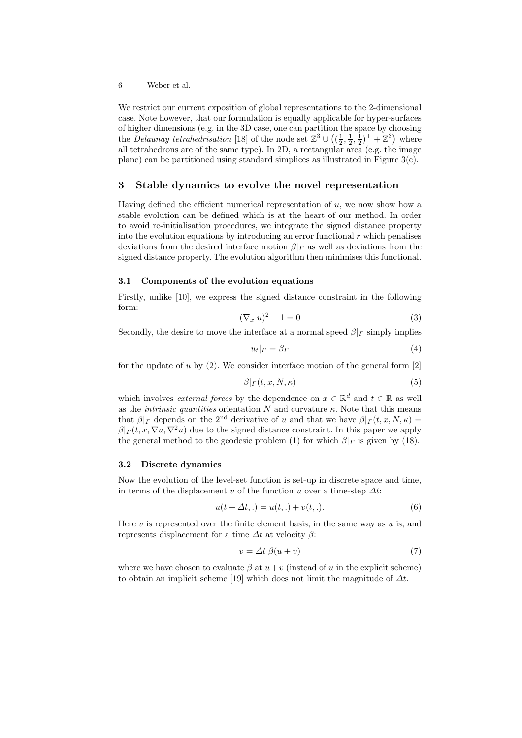We restrict our current exposition of global representations to the 2-dimensional case. Note however, that our formulation is equally applicable for hyper-surfaces of higher dimensions (e.g. in the 3D case, one can partition the space by choosing the *Delaunay tetrahedrisation* [18] of the node set $\mathbb{Z}^3 \cup \left((\frac{1}{2}, \frac{1}{2}, \frac{1}{2})^\top + \mathbb{Z}^3\right)$ where all tetrahedrons are of the same type). In 2D, a rectangular area (e.g. the image plane) can be partitioned using standard simplices as illustrated in Figure 3(c).

## 3 Stable dynamics to evolve the novel representation

Having defined the efficient numerical representation of $u$, we now show how a stable evolution can be defined which is at the heart of our method. In order to avoid re-initialisation procedures, we integrate the signed distance property into the evolution equations by introducing an error functional $r$ which penalises deviations from the desired interface motion $\beta|_\Gamma$ as well as deviations from the signed distance property. The evolution algorithm then minimises this functional.

### 3.1 Components of the evolution equations

Firstly, unlike [10], we express the signed distance constraint in the following form:

$$(\nabla_x u)^2 - 1 = 0 \tag{3}$$

Secondly, the desire to move the interface at a normal speed $\beta|_\Gamma$ simply implies

$$u_t|_\Gamma = \beta_\Gamma \tag{4}$$

for the update of $u$ by (2). We consider interface motion of the general form [2]

$$\beta|_\Gamma(t, x, N, \kappa) \tag{5}$$

which involves *external forces* by the dependence on $x \in \mathbb{R}^d$ and $t \in \mathbb{R}$ as well as the *intrinsic quantities* orientation $N$ and curvature $\kappa$. Note that this means that $\beta|_\Gamma$ depends on the 2<sup>nd</sup> derivative of $u$ and that we have $\beta|_\Gamma(t, x, N, \kappa) = \beta|_\Gamma(t, x, \nabla u, \nabla^2 u)$ due to the signed distance constraint. In this paper we apply the general method to the geodesic problem (1) for which $\beta|_\Gamma$ is given by (18).

### 3.2 Discrete dynamics

Now the evolution of the level-set function is set-up in discrete space and time, in terms of the displacement $v$ of the function $u$ over a time-step $\Delta t$:

$$u(t + \Delta t, .) = u(t, .) + v(t, .). \tag{6}$$

Here $v$ is represented over the finite element basis, in the same way as $u$ is, and represents displacement for a time $\Delta t$ at velocity $\beta$:

$$v = \Delta t \; \beta(u + v) \tag{7}$$

where we have chosen to evaluate $\beta$ at $u + v$ (instead of $u$ in the explicit scheme) to obtain an implicit scheme [19] which does not limit the magnitude of $\Delta t$.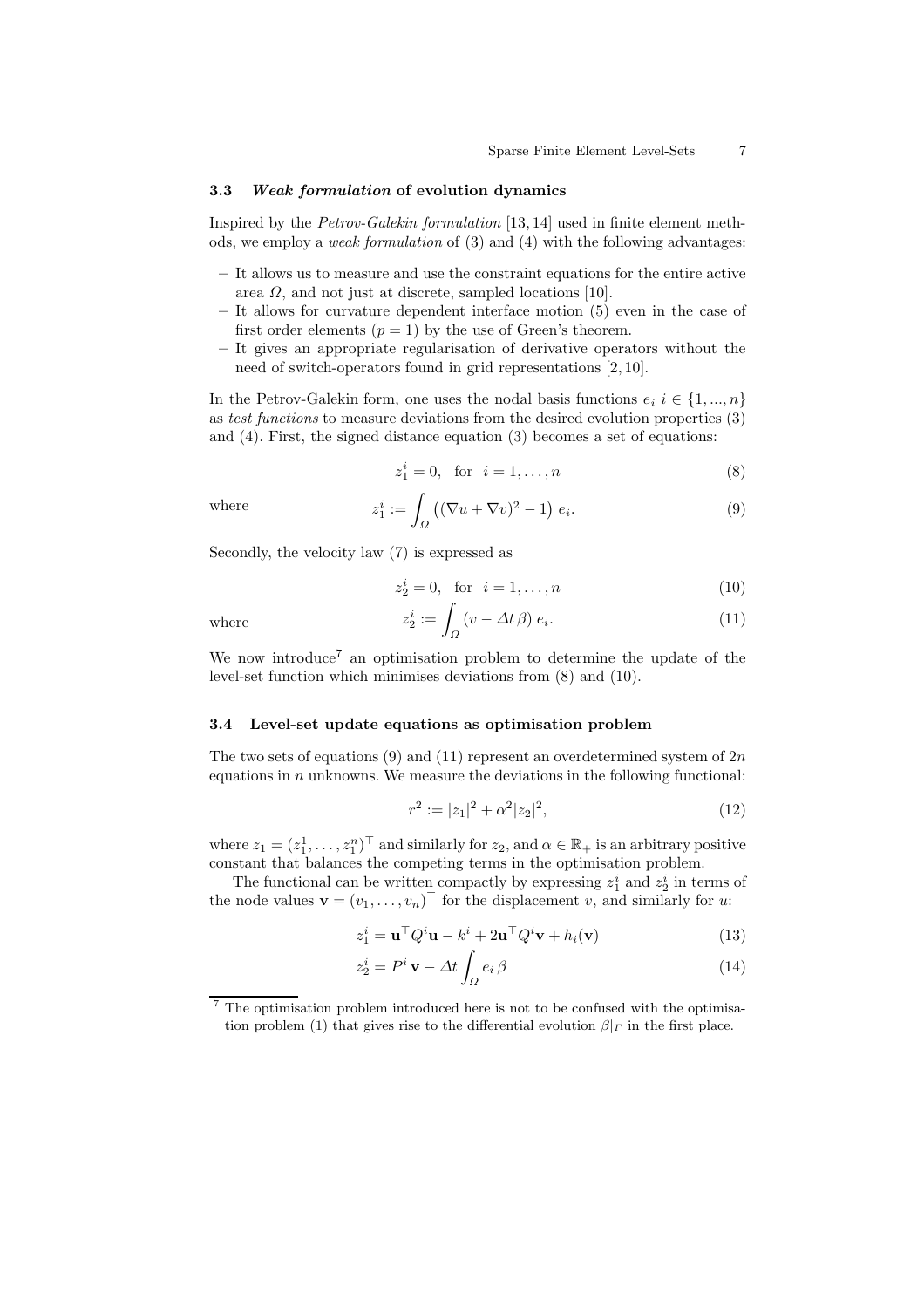### 3.3 *Weak formulation* of evolution dynamics

Inspired by the *Petrov-Galekin formulation* [13, 14] used in finite element methods, we employ a *weak formulation* of (3) and (4) with the following advantages:

- It allows us to measure and use the constraint equations for the entire active area $\Omega$, and not just at discrete, sampled locations [10].
- It allows for curvature dependent interface motion (5) even in the case of first order elements ($p = 1$) by the use of Green's theorem.
- It gives an appropriate regularisation of derivative operators without the need of switch-operators found in grid representations [2, 10].

In the Petrov-Galekin form, one uses the nodal basis functions $e_i$ $i \in \{1, ..., n\}$ as *test functions* to measure deviations from the desired evolution properties (3) and (4). First, the signed distance equation (3) becomes a set of equations:

$$z_1^i = 0, \quad \text{for} \quad i = 1, \ldots, n \tag{8}$$

where
$$z_1^i := \int_\Omega \left( (\nabla u + \nabla v)^2 - 1 \right) e_i. \tag{9}$$

Secondly, the velocity law (7) is expressed as

$$z_2^i = 0, \quad \text{for} \quad i = 1, \ldots, n \tag{10}$$

where
$$z_2^i := \int_\Omega (v - \Delta t \, \beta) \, e_i. \tag{11}$$

We now introduce[7] an optimisation problem to determine the update of the level-set function which minimises deviations from (8) and (10).

### 3.4 Level-set update equations as optimisation problem

The two sets of equations (9) and (11) represent an overdetermined system of $2n$ equations in $n$ unknowns. We measure the deviations in the following functional:

$$r^2 := |z_1|^2 + \alpha^2 |z_2|^2, \tag{12}$$

where $z_1 = (z_1^1, \ldots, z_1^n)^\top$ and similarly for $z_2$, and $\alpha \in \mathbb{R}_+$ is an arbitrary positive constant that balances the competing terms in the optimisation problem.

The functional can be written compactly by expressing $z_1^i$ and $z_2^i$ in terms of the node values $\mathbf{v} = (v_1, \ldots, v_n)^\top$ for the displacement $v$, and similarly for $u$:

$$z_1^i = \mathbf{u}^\top Q^i \mathbf{u} - k^i + 2 \mathbf{u}^\top Q^i \mathbf{v} + h_i(\mathbf{v}) \tag{13}$$

$$z_2^i = P^i \, \mathbf{v} - \Delta t \int_\Omega e_i \, \beta \tag{14}$$

[7] The optimisation problem introduced here is not to be confused with the optimisation problem (1) that gives rise to the differential evolution $\beta|_\Gamma$ in the first place.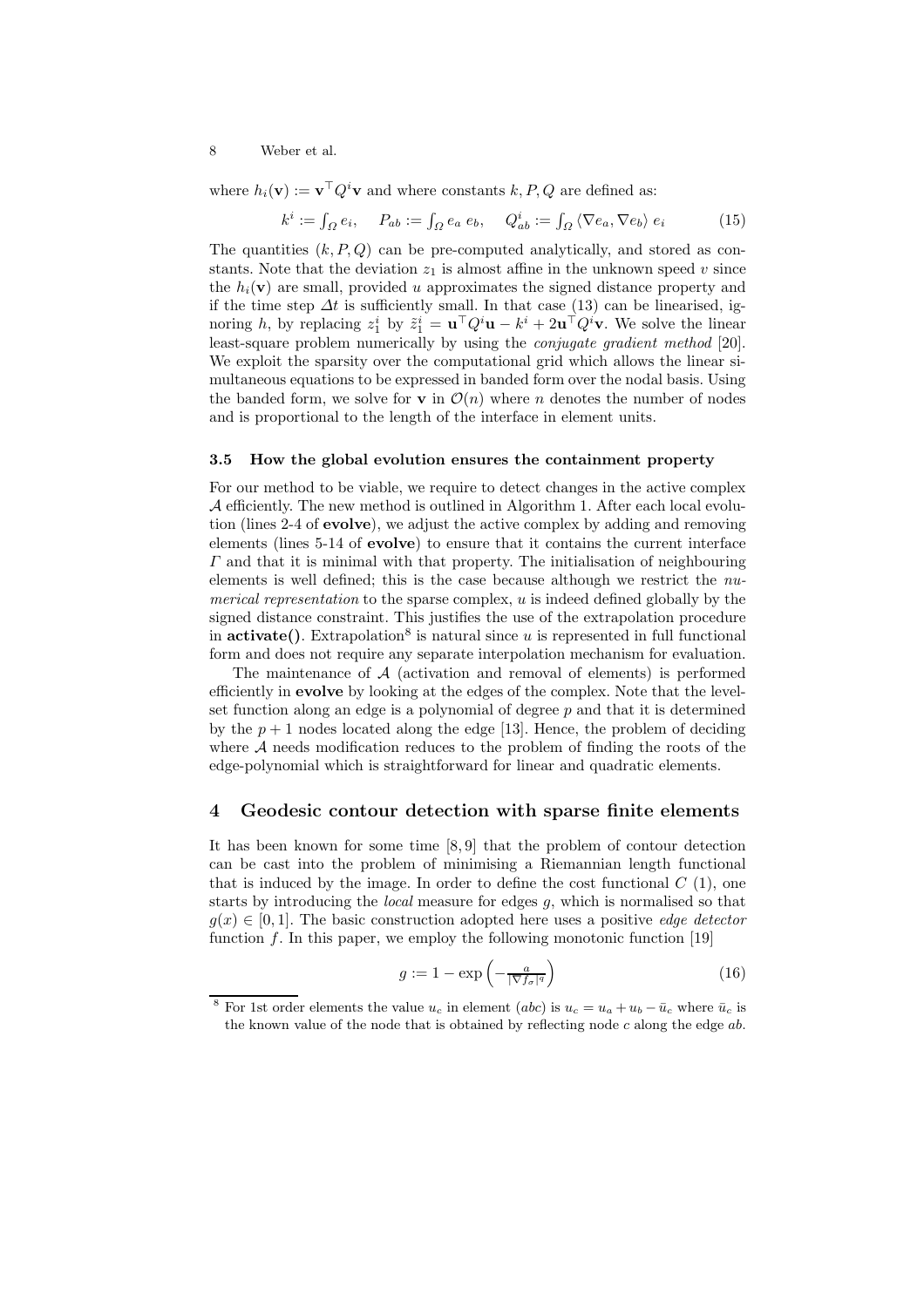where $h_i(\mathbf{v}) := \mathbf{v}^\top Q^i \mathbf{v}$ and where constants $k, P, Q$ are defined as:

$$k^i := \int_\Omega e_i, \quad P_{ab} := \int_\Omega e_a \, e_b, \quad Q^i_{ab} := \int_\Omega \langle \nabla e_a, \nabla e_b \rangle \, e_i \tag{15}$$

The quantities $(k, P, Q)$ can be pre-computed analytically, and stored as constants. Note that the deviation $z_1$ is almost affine in the unknown speed $v$ since the $h_i(\mathbf{v})$ are small, provided $u$ approximates the signed distance property and if the time step $\Delta t$ is sufficiently small. In that case (13) can be linearised, ignoring $h$, by replacing $z_1^i$ by $\tilde{z}_1^i = \mathbf{u}^\top Q^i \mathbf{u} - k^i + 2\mathbf{u}^\top Q^i \mathbf{v}$. We solve the linear least-square problem numerically by using the *conjugate gradient method* [20]. We exploit the sparsity over the computational grid which allows the linear simultaneous equations to be expressed in banded form over the nodal basis. Using the banded form, we solve for $\mathbf{v}$ in $\mathcal{O}(n)$ where $n$ denotes the number of nodes and is proportional to the length of the interface in element units.

### 3.5 How the global evolution ensures the containment property

For our method to be viable, we require to detect changes in the active complex $\mathcal{A}$ efficiently. The new method is outlined in Algorithm 1. After each local evolution (lines 2-4 of **evolve**), we adjust the active complex by adding and removing elements (lines 5-14 of **evolve**) to ensure that it contains the current interface $\Gamma$ and that it is minimal with that property. The initialisation of neighbouring elements is well defined; this is the case because although we restrict the *numerical representation* to the sparse complex, $u$ is indeed defined globally by the signed distance constraint. This justifies the use of the extrapolation procedure in **activate()**. Extrapolation[8] is natural since $u$ is represented in full functional form and does not require any separate interpolation mechanism for evaluation.

The maintenance of $\mathcal{A}$ (activation and removal of elements) is performed efficiently in **evolve** by looking at the edges of the complex. Note that the level-set function along an edge is a polynomial of degree $p$ and that it is determined by the $p+1$ nodes located along the edge [13]. Hence, the problem of deciding where $\mathcal{A}$ needs modification reduces to the problem of finding the roots of the edge-polynomial which is straightforward for linear and quadratic elements.

## 4 Geodesic contour detection with sparse finite elements

It has been known for some time [8, 9] that the problem of contour detection can be cast into the problem of minimising a Riemannian length functional that is induced by the image. In order to define the cost functional $C$ (1), one starts by introducing the *local* measure for edges $g$, which is normalised so that $g(x) \in [0, 1]$. The basic construction adopted here uses a positive *edge detector* function $f$. In this paper, we employ the following monotonic function [19]

$$g := 1 - \exp\left(-\tfrac{a}{|\nabla f_\sigma|^q}\right) \tag{16}$$

[8] For 1st order elements the value $u_c$ in element $(abc)$ is $u_c = u_a + u_b - \bar{u}_c$ where $\bar{u}_c$ is the known value of the node that is obtained by reflecting node $c$ along the edge $ab$.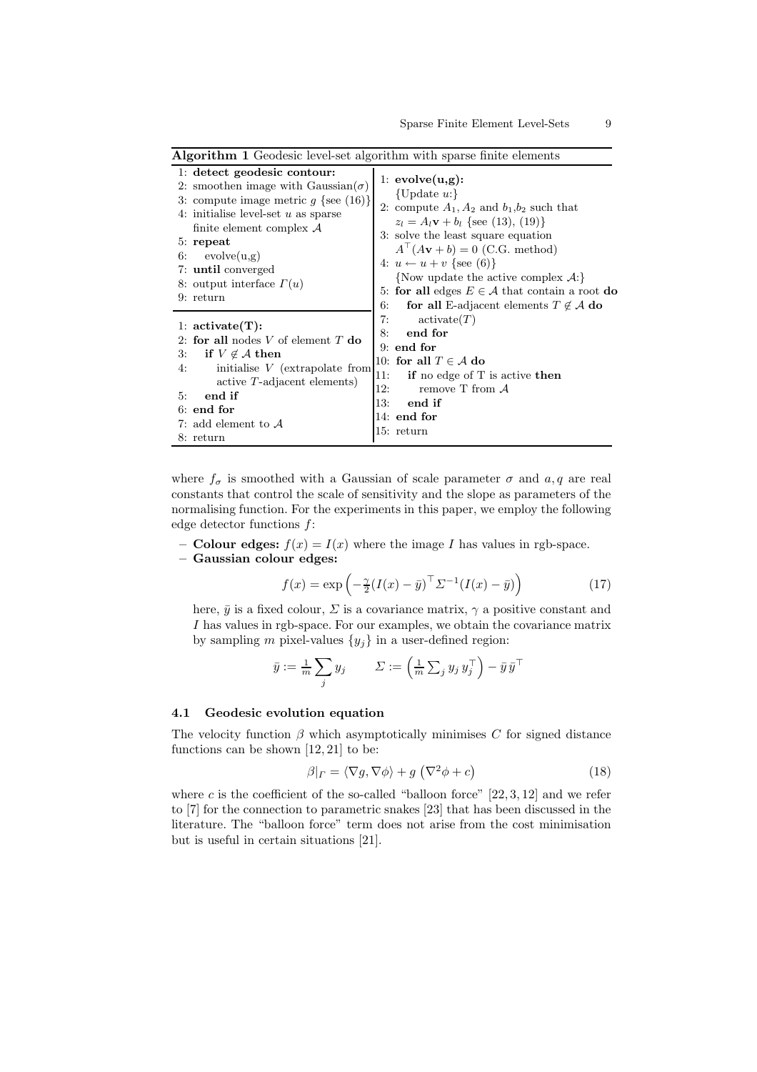**Algorithm 1** Geodesic level-set algorithm with sparse finite elements

```
1: detect geodesic contour:
2: smoothen image with Gaussian(σ)
3: compute image metric g {see (16)}
4: initialise level-set u as sparse
   finite element complex A
5: repeat
6:    evolve(u,g)
7: until converged
8: output interface Γ(u)
9: return
```

```
1: activate(T):
2: for all nodes V of element T do
3:    if V ∉ A then
4:       initialise V (extrapolate from
         active T-adjacent elements)
5:    end if
6: end for
7: add element to A
8: return
```

```
1: evolve(u,g):
   {Update u:}
2: compute A_1, A_2 and b_1,b_2 such that
   z_l = A_l v + b_l {see (13), (19)}
3: solve the least square equation
   A^T(Av + b) = 0 (C.G. method)
4: u ← u + v {see (6)}
   {Now update the active complex A:}
5: for all edges E ∈ A that contain a root do
6:    for all E-adjacent elements T ∉ A do
7:       activate(T)
8:    end for
9: end for
10: for all T ∈ A do
11:    if no edge of T is active then
12:       remove T from A
13:    end if
14: end for
15: return
```

where $f_\sigma$ is smoothed with a Gaussian of scale parameter $\sigma$ and $a, q$ are real constants that control the scale of sensitivity and the slope as parameters of the normalising function. For the experiments in this paper, we employ the following edge detector functions $f$:

- **Colour edges:** $f(x) = I(x)$ where the image $I$ has values in rgb-space.
- **Gaussian colour edges:**

$$f(x) = \exp\left(-\tfrac{\gamma}{2}(I(x) - \bar{y})^\top \Sigma^{-1}(I(x) - \bar{y})\right) \tag{17}$$

  here, $\bar{y}$ is a fixed colour, $\Sigma$ is a covariance matrix, $\gamma$ a positive constant and $I$ has values in rgb-space. For our examples, we obtain the covariance matrix by sampling $m$ pixel-values $\{y_j\}$ in a user-defined region:

$$\bar{y} := \tfrac{1}{m}\sum_j y_j \qquad \Sigma := \left(\tfrac{1}{m}\textstyle\sum_j y_j\, y_j^\top\right) - \bar{y}\,\bar{y}^\top$$

### 4.1 Geodesic evolution equation

The velocity function $\beta$ which asymptotically minimises $C$ for signed distance functions can be shown [12, 21] to be:

$$\beta|_\Gamma = \langle \nabla g, \nabla\phi\rangle + g\left(\nabla^2\phi + c\right) \tag{18}$$

where $c$ is the coefficient of the so-called "balloon force" [22, 3, 12] and we refer to [7] for the connection to parametric snakes [23] that has been discussed in the literature. The "balloon force" term does not arise from the cost minimisation but is useful in certain situations [21].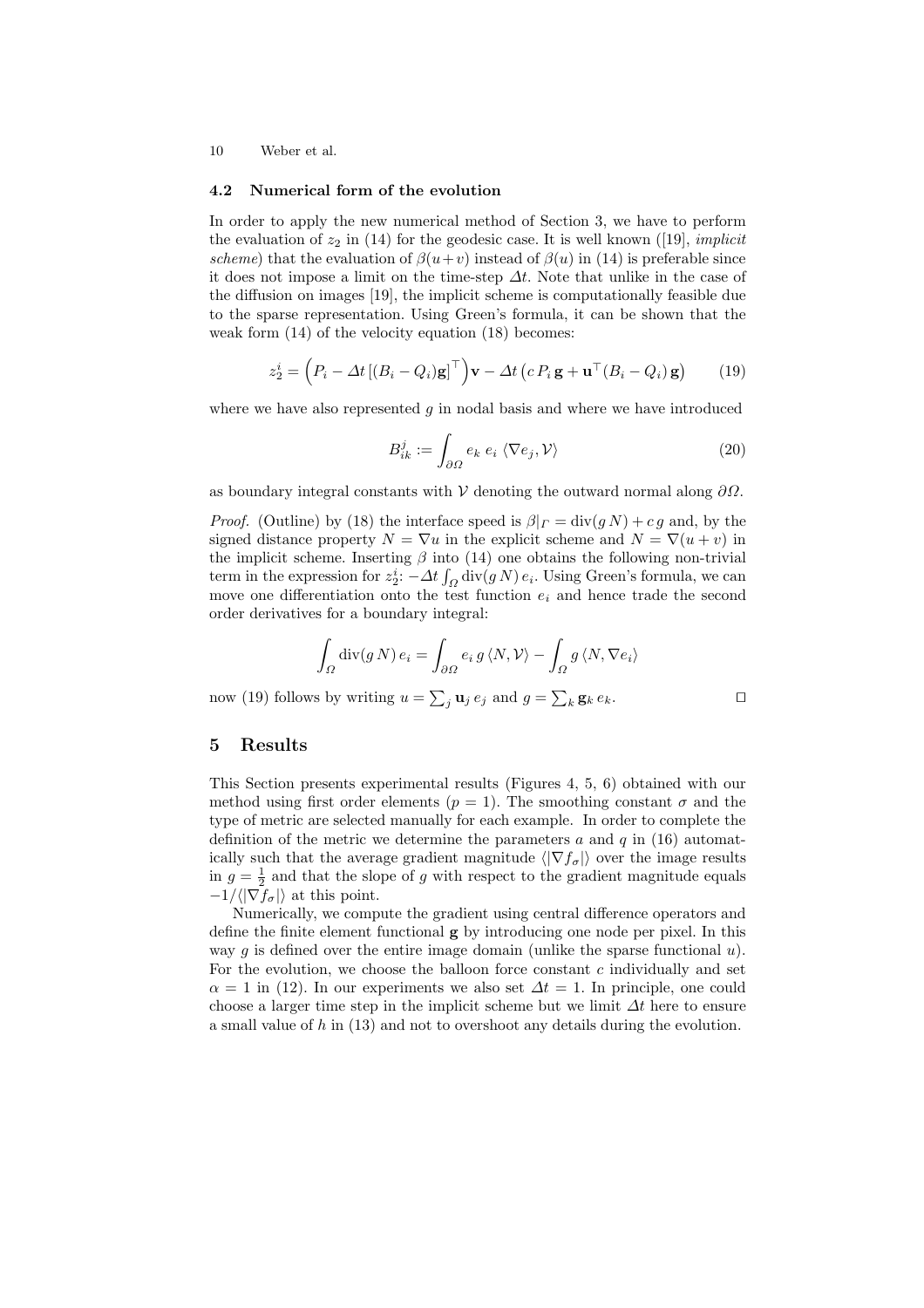### 4.2 Numerical form of the evolution

In order to apply the new numerical method of Section 3, we have to perform the evaluation of $z_2$ in (14) for the geodesic case. It is well known ([19], *implicit scheme*) that the evaluation of $\beta(u+v)$ instead of $\beta(u)$ in (14) is preferable since it does not impose a limit on the time-step $\Delta t$. Note that unlike in the case of the diffusion on images [19], the implicit scheme is computationally feasible due to the sparse representation. Using Green's formula, it can be shown that the weak form (14) of the velocity equation (18) becomes:

$$z_2^i = \left(P_i - \Delta t \left[(B_i - Q_i)\mathbf{g}\right]^\top\right)\mathbf{v} - \Delta t \left(c\, P_i\, \mathbf{g} + \mathbf{u}^\top (B_i - Q_i)\, \mathbf{g}\right) \qquad (19)$$

where we have also represented $g$ in nodal basis and where we have introduced

$$B_{ik}^j := \int_{\partial\Omega} e_k\, e_i\, \langle \nabla e_j, \mathcal{V} \rangle \qquad (20)$$

as boundary integral constants with $\mathcal{V}$ denoting the outward normal along $\partial\Omega$.

*Proof.* (Outline) by (18) the interface speed is $\beta|_\Gamma = \operatorname{div}(g\,N) + c\,g$ and, by the signed distance property $N = \nabla u$ in the explicit scheme and $N = \nabla(u+v)$ in the implicit scheme. Inserting $\beta$ into (14) one obtains the following non-trivial term in the expression for $z_2^i$: $-\Delta t \int_\Omega \operatorname{div}(g\,N)\,e_i$. Using Green's formula, we can move one differentiation onto the test function $e_i$ and hence trade the second order derivatives for a boundary integral:

$$\int_\Omega \operatorname{div}(g\,N)\,e_i = \int_{\partial\Omega} e_i\, g\, \langle N, \mathcal{V} \rangle - \int_\Omega g\, \langle N, \nabla e_i \rangle$$

now (19) follows by writing $u = \sum_j \mathbf{u}_j\, e_j$ and $g = \sum_k \mathbf{g}_k\, e_k$. $\square$

## 5 Results

This Section presents experimental results (Figures 4, 5, 6) obtained with our method using first order elements ($p = 1$). The smoothing constant $\sigma$ and the type of metric are selected manually for each example. In order to complete the definition of the metric we determine the parameters $a$ and $q$ in (16) automatically such that the average gradient magnitude $\langle |\nabla f_\sigma| \rangle$ over the image results in $g = \frac{1}{2}$ and that the slope of $g$ with respect to the gradient magnitude equals $-1/\langle |\nabla f_\sigma| \rangle$ at this point.

Numerically, we compute the gradient using central difference operators and define the finite element functional $\mathbf{g}$ by introducing one node per pixel. In this way $g$ is defined over the entire image domain (unlike the sparse functional $u$). For the evolution, we choose the balloon force constant $c$ individually and set $\alpha = 1$ in (12). In our experiments we also set $\Delta t = 1$. In principle, one could choose a larger time step in the implicit scheme but we limit $\Delta t$ here to ensure a small value of $h$ in (13) and not to overshoot any details during the evolution.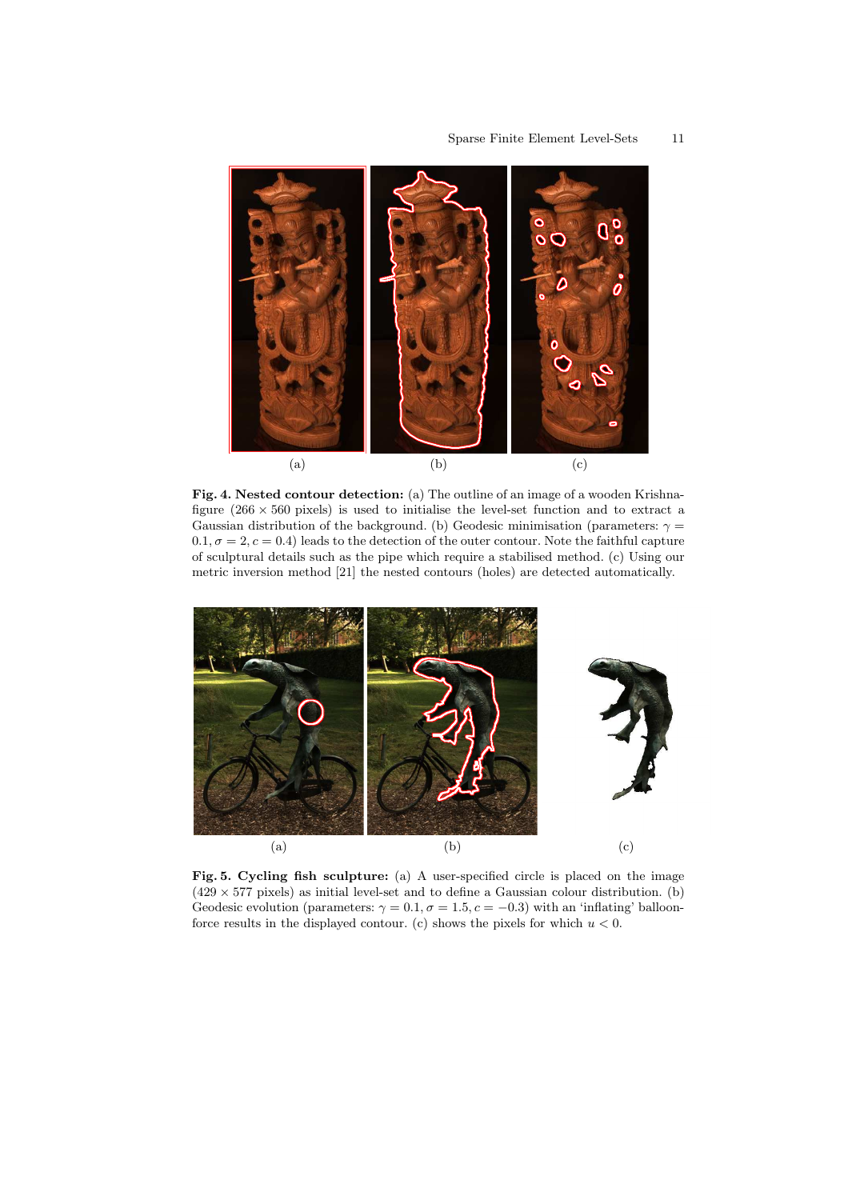(a) (b) (c)

**Fig. 4. Nested contour detection:** (a) The outline of an image of a wooden Krishna-figure ($266 \times 560$ pixels) is used to initialise the level-set function and to extract a Gaussian distribution of the background. (b) Geodesic minimisation (parameters: $\gamma = 0.1, \sigma = 2, c = 0.4$) leads to the detection of the outer contour. Note the faithful capture of sculptural details such as the pipe which require a stabilised method. (c) Using our metric inversion method [21] the nested contours (holes) are detected automatically.

(a) (b) (c)

**Fig. 5. Cycling fish sculpture:** (a) A user-specified circle is placed on the image ($429 \times 577$ pixels) as initial level-set and to define a Gaussian colour distribution. (b) Geodesic evolution (parameters: $\gamma = 0.1, \sigma = 1.5, c = -0.3$) with an 'inflating' balloon-force results in the displayed contour. (c) shows the pixels for which $u < 0$.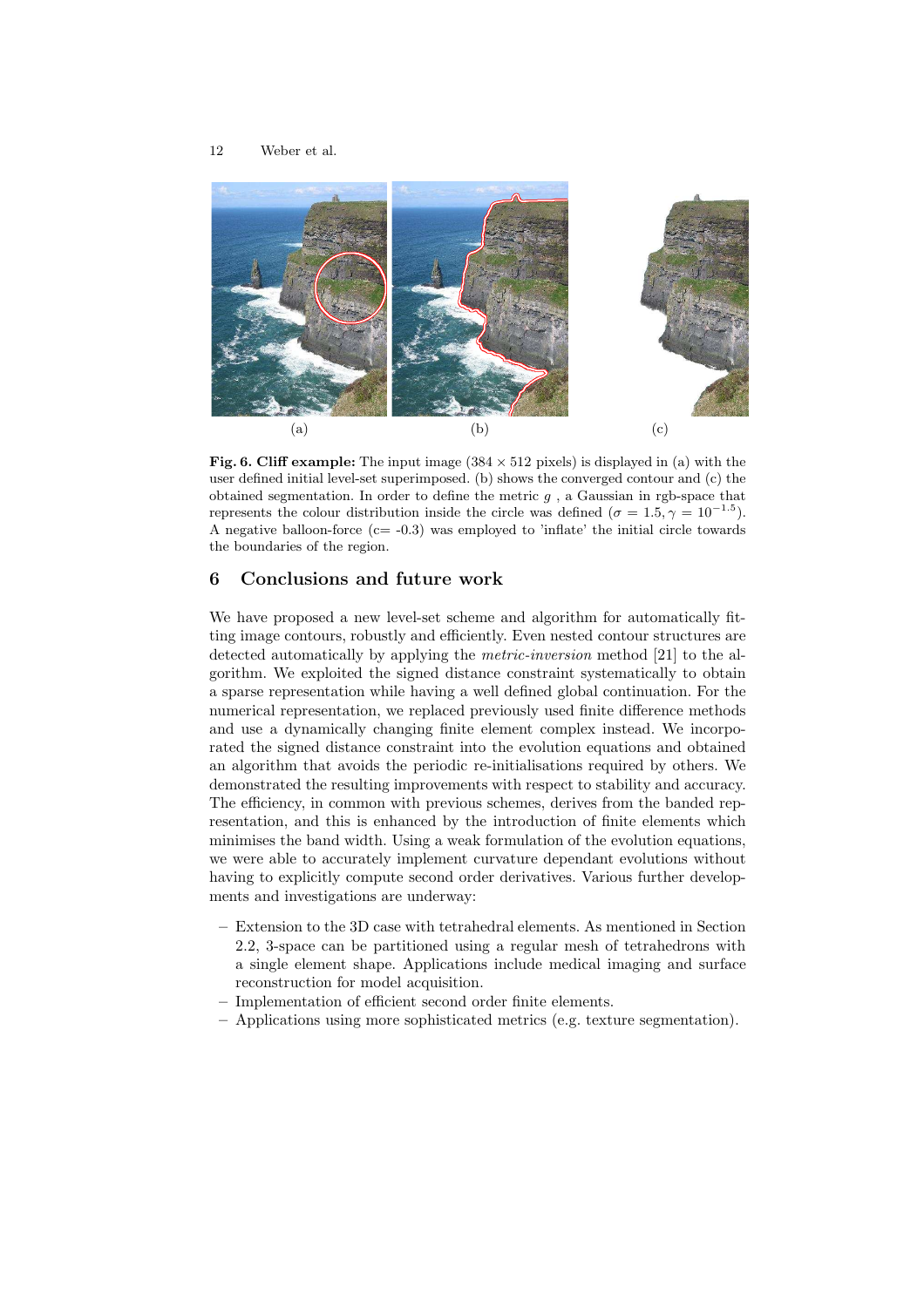(a) (b) (c)

**Fig. 6. Cliff example:** The input image ($384 \times 512$ pixels) is displayed in (a) with the user defined initial level-set superimposed. (b) shows the converged contour and (c) the obtained segmentation. In order to define the metric $g$ , a Gaussian in rgb-space that represents the colour distribution inside the circle was defined ($\sigma = 1.5, \gamma = 10^{-1.5}$). A negative balloon-force (c= -0.3) was employed to 'inflate' the initial circle towards the boundaries of the region.

## 6 Conclusions and future work

We have proposed a new level-set scheme and algorithm for automatically fitting image contours, robustly and efficiently. Even nested contour structures are detected automatically by applying the *metric-inversion* method [21] to the algorithm. We exploited the signed distance constraint systematically to obtain a sparse representation while having a well defined global continuation. For the numerical representation, we replaced previously used finite difference methods and use a dynamically changing finite element complex instead. We incorporated the signed distance constraint into the evolution equations and obtained an algorithm that avoids the periodic re-initialisations required by others. We demonstrated the resulting improvements with respect to stability and accuracy. The efficiency, in common with previous schemes, derives from the banded representation, and this is enhanced by the introduction of finite elements which minimises the band width. Using a weak formulation of the evolution equations, we were able to accurately implement curvature dependant evolutions without having to explicitly compute second order derivatives. Various further developments and investigations are underway:

- Extension to the 3D case with tetrahedral elements. As mentioned in Section 2.2, 3-space can be partitioned using a regular mesh of tetrahedrons with a single element shape. Applications include medical imaging and surface reconstruction for model acquisition.
- Implementation of efficient second order finite elements.
- Applications using more sophisticated metrics (e.g. texture segmentation).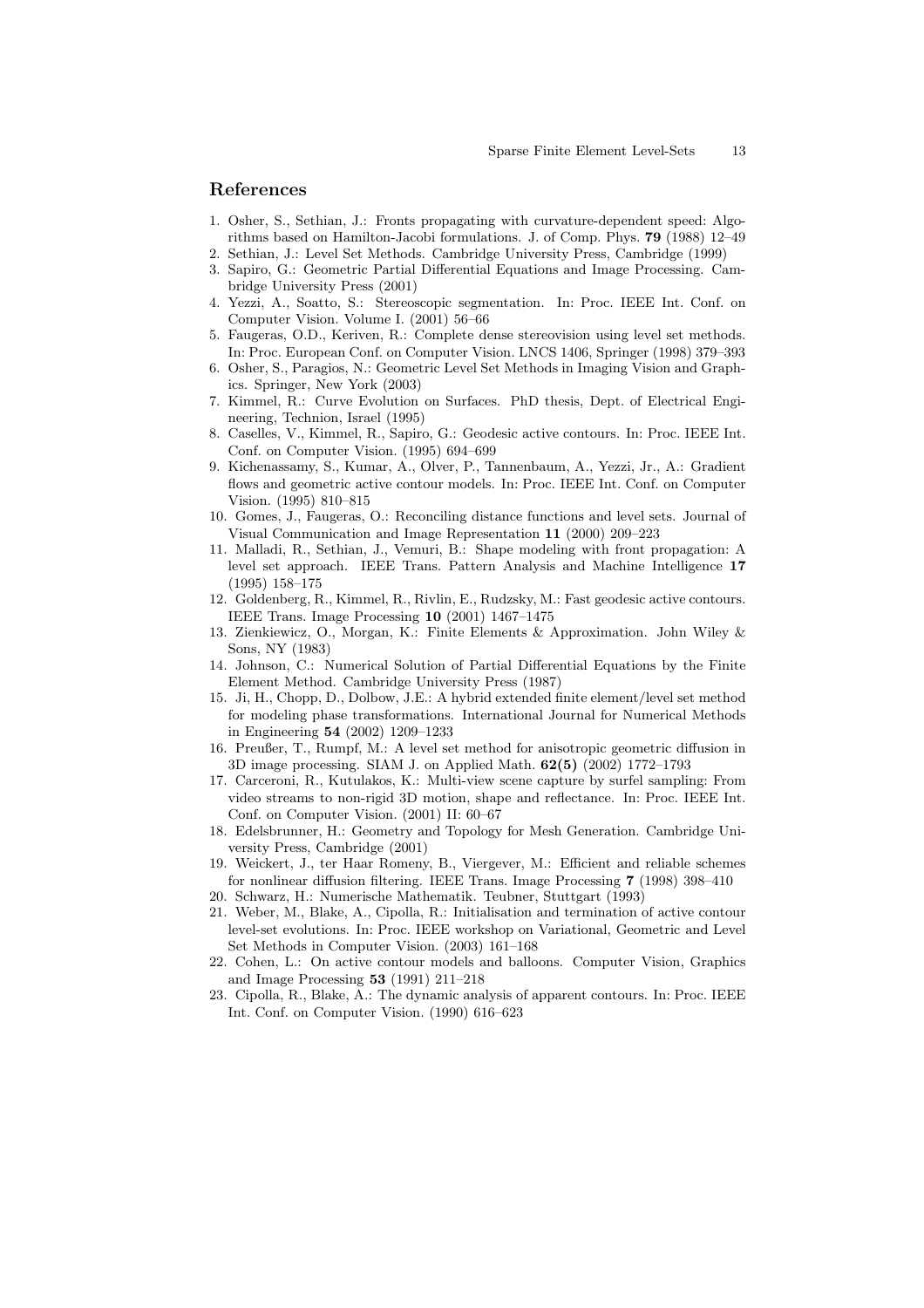## References

1. Osher, S., Sethian, J.: Fronts propagating with curvature-dependent speed: Algorithms based on Hamilton-Jacobi formulations. J. of Comp. Phys. **79** (1988) 12–49
2. Sethian, J.: Level Set Methods. Cambridge University Press, Cambridge (1999)
3. Sapiro, G.: Geometric Partial Differential Equations and Image Processing. Cambridge University Press (2001)
4. Yezzi, A., Soatto, S.: Stereoscopic segmentation. In: Proc. IEEE Int. Conf. on Computer Vision. Volume I. (2001) 56–66
5. Faugeras, O.D., Keriven, R.: Complete dense stereovision using level set methods. In: Proc. European Conf. on Computer Vision. LNCS 1406, Springer (1998) 379–393
6. Osher, S., Paragios, N.: Geometric Level Set Methods in Imaging Vision and Graphics. Springer, New York (2003)
7. Kimmel, R.: Curve Evolution on Surfaces. PhD thesis, Dept. of Electrical Engineering, Technion, Israel (1995)
8. Caselles, V., Kimmel, R., Sapiro, G.: Geodesic active contours. In: Proc. IEEE Int. Conf. on Computer Vision. (1995) 694–699
9. Kichenassamy, S., Kumar, A., Olver, P., Tannenbaum, A., Yezzi, Jr., A.: Gradient flows and geometric active contour models. In: Proc. IEEE Int. Conf. on Computer Vision. (1995) 810–815
10. Gomes, J., Faugeras, O.: Reconciling distance functions and level sets. Journal of Visual Communication and Image Representation **11** (2000) 209–223
11. Malladi, R., Sethian, J., Vemuri, B.: Shape modeling with front propagation: A level set approach. IEEE Trans. Pattern Analysis and Machine Intelligence **17** (1995) 158–175
12. Goldenberg, R., Kimmel, R., Rivlin, E., Rudzsky, M.: Fast geodesic active contours. IEEE Trans. Image Processing **10** (2001) 1467–1475
13. Zienkiewicz, O., Morgan, K.: Finite Elements & Approximation. John Wiley & Sons, NY (1983)
14. Johnson, C.: Numerical Solution of Partial Differential Equations by the Finite Element Method. Cambridge University Press (1987)
15. Ji, H., Chopp, D., Dolbow, J.E.: A hybrid extended finite element/level set method for modeling phase transformations. International Journal for Numerical Methods in Engineering **54** (2002) 1209–1233
16. Preußer, T., Rumpf, M.: A level set method for anisotropic geometric diffusion in 3D image processing. SIAM J. on Applied Math. **62(5)** (2002) 1772–1793
17. Carceroni, R., Kutulakos, K.: Multi-view scene capture by surfel sampling: From video streams to non-rigid 3D motion, shape and reflectance. In: Proc. IEEE Int. Conf. on Computer Vision. (2001) II: 60–67
18. Edelsbrunner, H.: Geometry and Topology for Mesh Generation. Cambridge University Press, Cambridge (2001)
19. Weickert, J., ter Haar Romeny, B., Viergever, M.: Efficient and reliable schemes for nonlinear diffusion filtering. IEEE Trans. Image Processing **7** (1998) 398–410
20. Schwarz, H.: Numerische Mathematik. Teubner, Stuttgart (1993)
21. Weber, M., Blake, A., Cipolla, R.: Initialisation and termination of active contour level-set evolutions. In: Proc. IEEE workshop on Variational, Geometric and Level Set Methods in Computer Vision. (2003) 161–168
22. Cohen, L.: On active contour models and balloons. Computer Vision, Graphics and Image Processing **53** (1991) 211–218
23. Cipolla, R., Blake, A.: The dynamic analysis of apparent contours. In: Proc. IEEE Int. Conf. on Computer Vision. (1990) 616–623